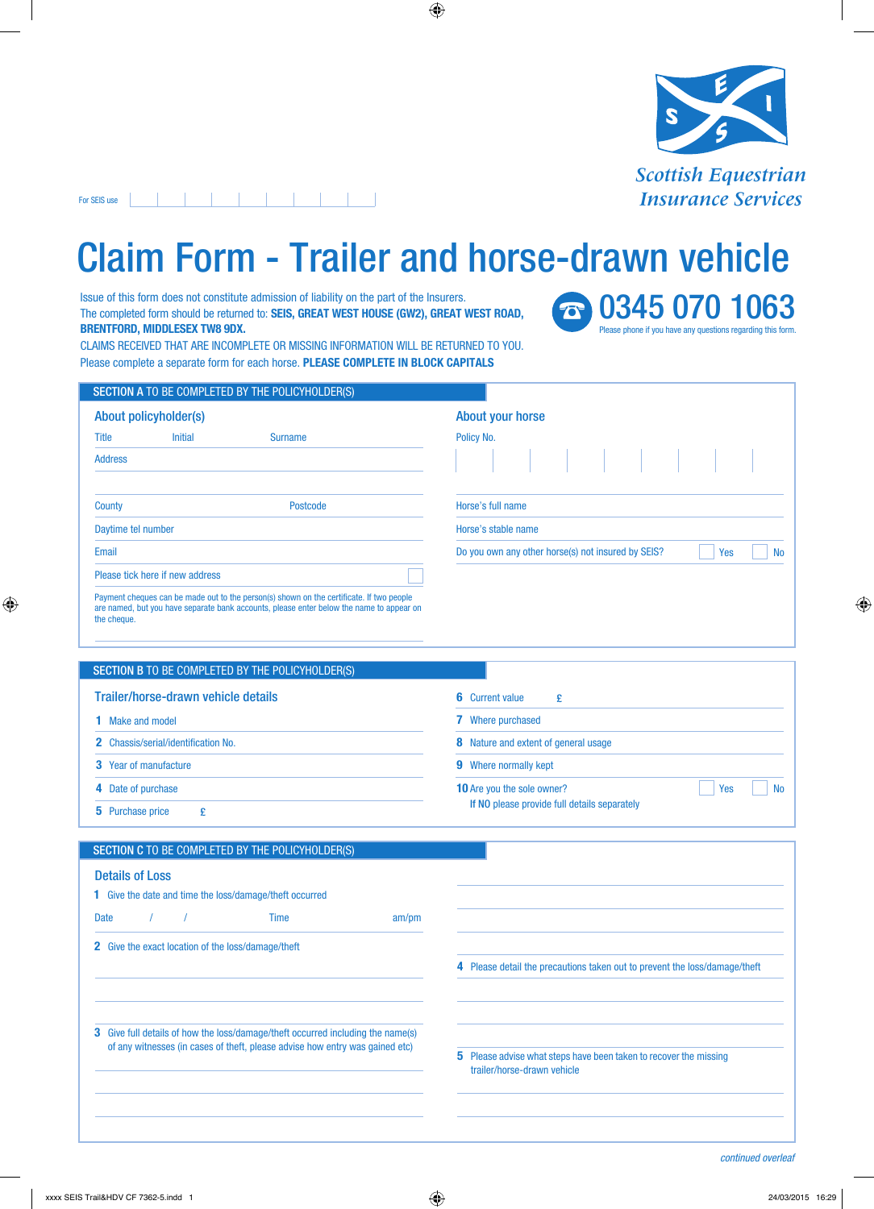For SEIS use

Scottish Equestrian Insurance Services

# Claim Form - Trailer and horse-drawn vehicle

Issue of this form does not constitute admission of liability on the part of the Insurers.
The completed form should be returned to: **SEIS, GREAT WEST HOUSE (GW2), GREAT WEST ROAD, BRENTFORD, MIDDLESEX TW8 9DX.**
CLAIMS RECEIVED THAT ARE INCOMPLETE OR MISSING INFORMATION WILL BE RETURNED TO YOU.
Please complete a separate form for each horse. **PLEASE COMPLETE IN BLOCK CAPITALS**

**0345 070 1063**
Please phone if you have any questions regarding this form.

## SECTION A TO BE COMPLETED BY THE POLICYHOLDER(S)

### About policyholder(s)

Title Initial Surname

Address

County Postcode

Daytime tel number

Email

Please tick here if new address ☐

Payment cheques can be made out to the person(s) shown on the certificate. If two people are named, but you have separate bank accounts, please enter below the name to appear on the cheque.

### About your horse

Policy No.

Horse's full name

Horse's stable name

Do you own any other horse(s) not insured by SEIS? ☐ Yes ☐ No

## SECTION B TO BE COMPLETED BY THE POLICYHOLDER(S)

### Trailer/horse-drawn vehicle details

1 Make and model

2 Chassis/serial/identification No.

3 Year of manufacture

4 Date of purchase

5 Purchase price £

6 Current value £

7 Where purchased

8 Nature and extent of general usage

9 Where normally kept

10 Are you the sole owner? ☐ Yes ☐ No
If NO please provide full details separately

## SECTION C TO BE COMPLETED BY THE POLICYHOLDER(S)

### Details of Loss

1 Give the date and time the loss/damage/theft occurred

Date / / Time am/pm

2 Give the exact location of the loss/damage/theft

3 Give full details of how the loss/damage/theft occurred including the name(s) of any witnesses (in cases of theft, please advise how entry was gained etc)

4 Please detail the precautions taken out to prevent the loss/damage/theft

5 Please advise what steps have been taken to recover the missing trailer/horse-drawn vehicle

*continued overleaf*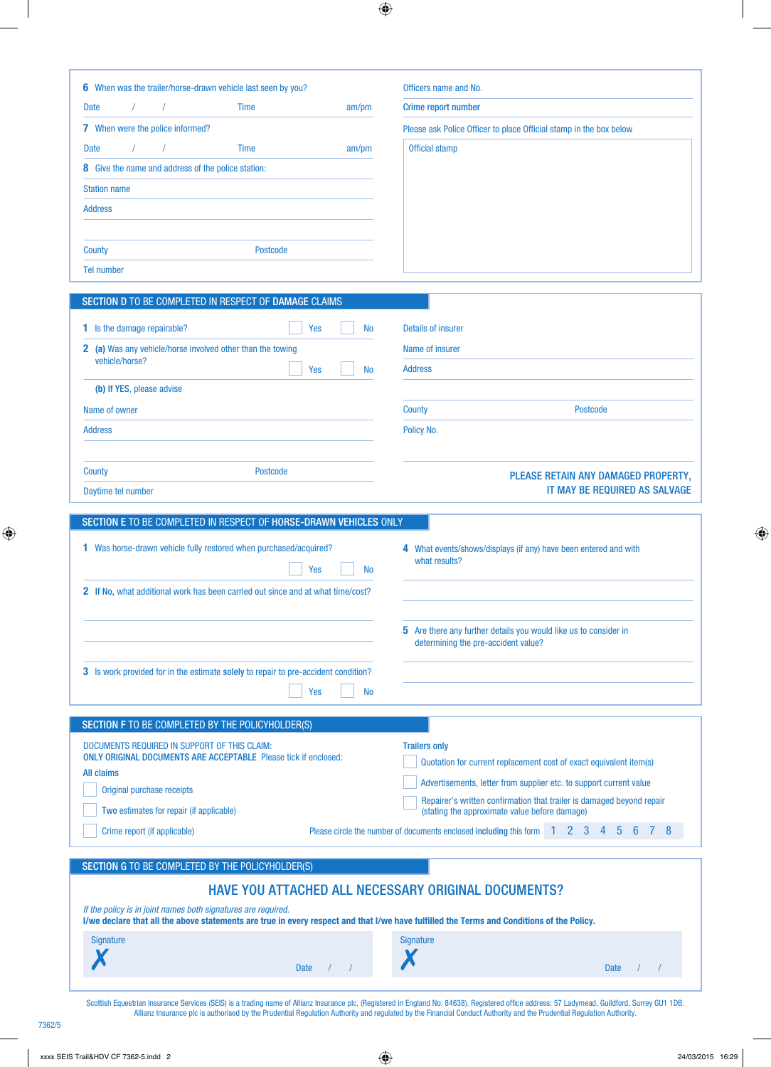**6** When was the trailer/horse-drawn vehicle last seen by you?

Date / / Time am/pm

**7** When were the police informed?

Date / / Time am/pm

**8** Give the name and address of the police station:

Station name

Address

County Postcode

Tel number

Officers name and No.

**Crime report number**

Please ask Police Officer to place Official stamp in the box below

Official stamp

## SECTION D TO BE COMPLETED IN RESPECT OF DAMAGE CLAIMS

**1** Is the damage repairable? ☐ Yes ☐ No

**2** **(a)** Was any vehicle/horse involved other than the towing vehicle/horse? ☐ Yes ☐ No

**(b) If YES**, please advise

Name of owner

Address

County Postcode

Daytime tel number

Details of insurer

Name of insurer

Address

County Postcode

Policy No.

**PLEASE RETAIN ANY DAMAGED PROPERTY, IT MAY BE REQUIRED AS SALVAGE**

## SECTION E TO BE COMPLETED IN RESPECT OF HORSE-DRAWN VEHICLES ONLY

**1** Was horse-drawn vehicle fully restored when purchased/acquired? ☐ Yes ☐ No

**2** **If No,** what additional work has been carried out since and at what time/cost?

**3** Is work provided for in the estimate **solely** to repair to pre-accident condition? ☐ Yes ☐ No

**4** What events/shows/displays (if any) have been entered and with what results?

**5** Are there any further details you would like us to consider in determining the pre-accident value?

## SECTION F TO BE COMPLETED BY THE POLICYHOLDER(S)

DOCUMENTS REQUIRED IN SUPPORT OF THIS CLAIM:
**ONLY ORIGINAL DOCUMENTS ARE ACCEPTABLE** Please tick if enclosed:

**All claims**

☐ Original purchase receipts

☐ Two estimates for repair (if applicable)

☐ Crime report (if applicable)

**Trailers only**

☐ Quotation for current replacement cost of exact equivalent item(s)

☐ Advertisements, letter from supplier etc. to support current value

☐ Repairer's written confirmation that trailer is damaged beyond repair (stating the approximate value before damage)

Please circle the number of documents enclosed **including** this form 1 2 3 4 5 6 7 8

## SECTION G TO BE COMPLETED BY THE POLICYHOLDER(S)

### HAVE YOU ATTACHED ALL NECESSARY ORIGINAL DOCUMENTS?

*If the policy is in joint names both signatures are required.*

**I/we declare that all the above statements are true in every respect and that I/we have fulfilled the Terms and Conditions of the Policy.**

Signature ✗ Date / /

Signature ✗ Date / /

Scottish Equestrian Insurance Services (SEIS) is a trading name of Allianz Insurance plc, (Registered in England No. 84638). Registered office address: 57 Ladymead, Guildford, Surrey GU1 1DB. Allianz Insurance plc is authorised by the Prudential Regulation Authority and regulated by the Financial Conduct Authority and the Prudential Regulation Authority.

7362/5